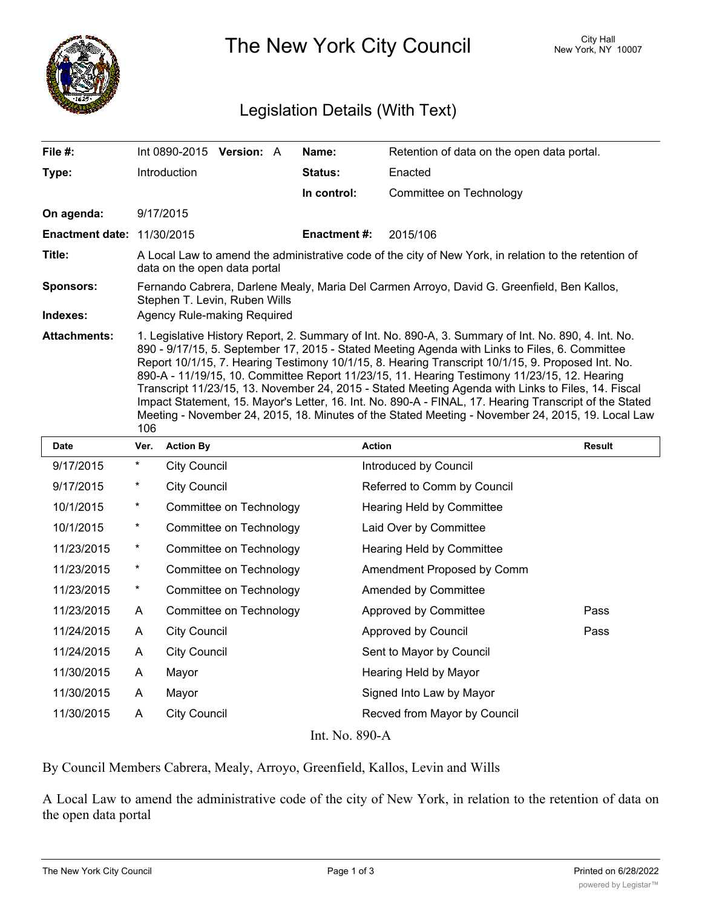# The New York City Council

City Hall
New York, NY 10007

## Legislation Details (With Text)

| | | | |
|---|---|---|---|
| **File #:** | Int 0890-2015 **Version:** A | **Name:** | Retention of data on the open data portal. |
| **Type:** | Introduction | **Status:** | Enacted |
| | | **In control:** | Committee on Technology |
| **On agenda:** | 9/17/2015 | | |
| **Enactment date:** | 11/30/2015 | **Enactment #:** | 2015/106 |

**Title:** A Local Law to amend the administrative code of the city of New York, in relation to the retention of data on the open data portal

**Sponsors:** Fernando Cabrera, Darlene Mealy, Maria Del Carmen Arroyo, David G. Greenfield, Ben Kallos, Stephen T. Levin, Ruben Wills

**Indexes:** Agency Rule-making Required

**Attachments:** 1. Legislative History Report, 2. Summary of Int. No. 890-A, 3. Summary of Int. No. 890, 4. Int. No. 890 - 9/17/15, 5. September 17, 2015 - Stated Meeting Agenda with Links to Files, 6. Committee Report 10/1/15, 7. Hearing Testimony 10/1/15, 8. Hearing Transcript 10/1/15, 9. Proposed Int. No. 890-A - 11/19/15, 10. Committee Report 11/23/15, 11. Hearing Testimony 11/23/15, 12. Hearing Transcript 11/23/15, 13. November 24, 2015 - Stated Meeting Agenda with Links to Files, 14. Fiscal Impact Statement, 15. Mayor's Letter, 16. Int. No. 890-A - FINAL, 17. Hearing Transcript of the Stated Meeting - November 24, 2015, 18. Minutes of the Stated Meeting - November 24, 2015, 19. Local Law 106

| Date | Ver. | Action By | Action | Result |
|---|---|---|---|---|
| 9/17/2015 | * | City Council | Introduced by Council | |
| 9/17/2015 | * | City Council | Referred to Comm by Council | |
| 10/1/2015 | * | Committee on Technology | Hearing Held by Committee | |
| 10/1/2015 | * | Committee on Technology | Laid Over by Committee | |
| 11/23/2015 | * | Committee on Technology | Hearing Held by Committee | |
| 11/23/2015 | * | Committee on Technology | Amendment Proposed by Comm | |
| 11/23/2015 | * | Committee on Technology | Amended by Committee | |
| 11/23/2015 | A | Committee on Technology | Approved by Committee | Pass |
| 11/24/2015 | A | City Council | Approved by Council | Pass |
| 11/24/2015 | A | City Council | Sent to Mayor by Council | |
| 11/30/2015 | A | Mayor | Hearing Held by Mayor | |
| 11/30/2015 | A | Mayor | Signed Into Law by Mayor | |
| 11/30/2015 | A | City Council | Recved from Mayor by Council | |

Int. No. 890-A

By Council Members Cabrera, Mealy, Arroyo, Greenfield, Kallos, Levin and Wills

A Local Law to amend the administrative code of the city of New York, in relation to the retention of data on the open data portal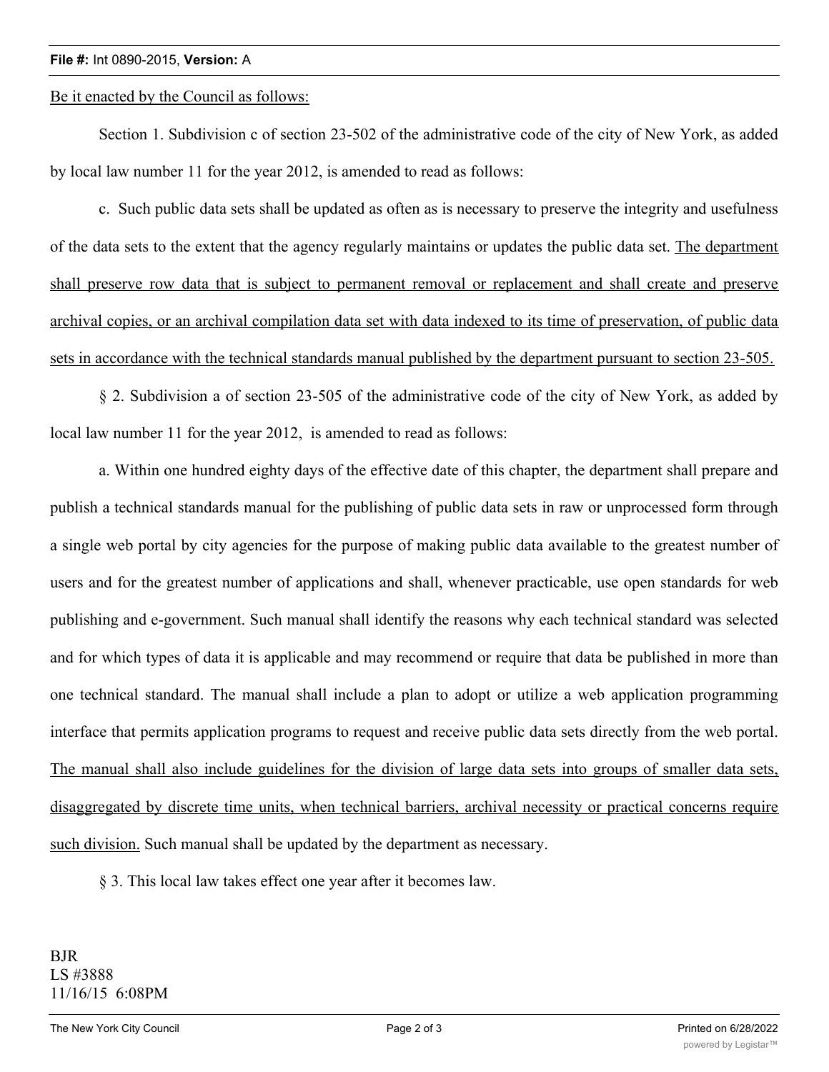Be it enacted by the Council as follows:

Section 1. Subdivision c of section 23-502 of the administrative code of the city of New York, as added by local law number 11 for the year 2012, is amended to read as follows:

c. Such public data sets shall be updated as often as is necessary to preserve the integrity and usefulness of the data sets to the extent that the agency regularly maintains or updates the public data set. The department shall preserve row data that is subject to permanent removal or replacement and shall create and preserve archival copies, or an archival compilation data set with data indexed to its time of preservation, of public data sets in accordance with the technical standards manual published by the department pursuant to section 23-505.

§ 2. Subdivision a of section 23-505 of the administrative code of the city of New York, as added by local law number 11 for the year 2012, is amended to read as follows:

a. Within one hundred eighty days of the effective date of this chapter, the department shall prepare and publish a technical standards manual for the publishing of public data sets in raw or unprocessed form through a single web portal by city agencies for the purpose of making public data available to the greatest number of users and for the greatest number of applications and shall, whenever practicable, use open standards for web publishing and e-government. Such manual shall identify the reasons why each technical standard was selected and for which types of data it is applicable and may recommend or require that data be published in more than one technical standard. The manual shall include a plan to adopt or utilize a web application programming interface that permits application programs to request and receive public data sets directly from the web portal. The manual shall also include guidelines for the division of large data sets into groups of smaller data sets, disaggregated by discrete time units, when technical barriers, archival necessity or practical concerns require such division. Such manual shall be updated by the department as necessary.

§ 3. This local law takes effect one year after it becomes law.

BJR
LS #3888
11/16/15 6:08PM